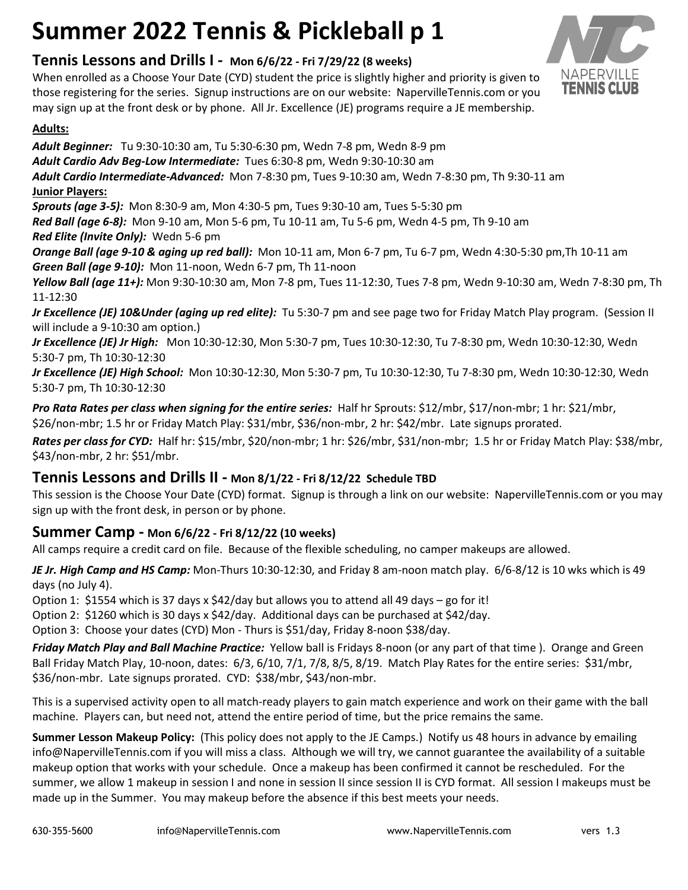# Summer 2022 Tennis & Pickleball p 1

## Tennis Lessons and Drills I - Mon 6/6/22 - Fri 7/29/22 (8 weeks)

When enrolled as a Choose Your Date (CYD) student the price is slightly higher and priority is given to those registering for the series. Signup instructions are on our website: NapervilleTennis.com or you may sign up at the front desk or by phone. All Jr. Excellence (JE) programs require a JE membership.

**Adults:**

***Adult Beginner:*** Tu 9:30-10:30 am, Tu 5:30-6:30 pm, Wedn 7-8 pm, Wedn 8-9 pm
***Adult Cardio Adv Beg-Low Intermediate:*** Tues 6:30-8 pm, Wedn 9:30-10:30 am
***Adult Cardio Intermediate-Advanced:*** Mon 7-8:30 pm, Tues 9-10:30 am, Wedn 7-8:30 pm, Th 9:30-11 am

**Junior Players:**

***Sprouts (age 3-5):*** Mon 8:30-9 am, Mon 4:30-5 pm, Tues 9:30-10 am, Tues 5-5:30 pm
***Red Ball (age 6-8):*** Mon 9-10 am, Mon 5-6 pm, Tu 10-11 am, Tu 5-6 pm, Wedn 4-5 pm, Th 9-10 am
***Red Elite (Invite Only):*** Wedn 5-6 pm
***Orange Ball (age 9-10 & aging up red ball):*** Mon 10-11 am, Mon 6-7 pm, Tu 6-7 pm, Wedn 4:30-5:30 pm,Th 10-11 am
***Green Ball (age 9-10):*** Mon 11-noon, Wedn 6-7 pm, Th 11-noon
***Yellow Ball (age 11+):*** Mon 9:30-10:30 am, Mon 7-8 pm, Tues 11-12:30, Tues 7-8 pm, Wedn 9-10:30 am, Wedn 7-8:30 pm, Th 11-12:30
***Jr Excellence (JE) 10&Under (aging up red elite):*** Tu 5:30-7 pm and see page two for Friday Match Play program. (Session II will include a 9-10:30 am option.)
***Jr Excellence (JE) Jr High:*** Mon 10:30-12:30, Mon 5:30-7 pm, Tues 10:30-12:30, Tu 7-8:30 pm, Wedn 10:30-12:30, Wedn 5:30-7 pm, Th 10:30-12:30
***Jr Excellence (JE) High School:*** Mon 10:30-12:30, Mon 5:30-7 pm, Tu 10:30-12:30, Tu 7-8:30 pm, Wedn 10:30-12:30, Wedn 5:30-7 pm, Th 10:30-12:30

***Pro Rata Rates per class when signing for the entire series:*** Half hr Sprouts: $12/mbr, $17/non-mbr; 1 hr: $21/mbr, $26/non-mbr; 1.5 hr or Friday Match Play: $31/mbr, $36/non-mbr, 2 hr: $42/mbr. Late signups prorated.

***Rates per class for CYD:*** Half hr: $15/mbr, $20/non-mbr; 1 hr: $26/mbr, $31/non-mbr; 1.5 hr or Friday Match Play: $38/mbr, $43/non-mbr, 2 hr: $51/mbr.

## Tennis Lessons and Drills II - Mon 8/1/22 - Fri 8/12/22 Schedule TBD

This session is the Choose Your Date (CYD) format. Signup is through a link on our website: NapervilleTennis.com or you may sign up with the front desk, in person or by phone.

## Summer Camp - Mon 6/6/22 - Fri 8/12/22 (10 weeks)

All camps require a credit card on file. Because of the flexible scheduling, no camper makeups are allowed.

***JE Jr. High Camp and HS Camp:*** Mon-Thurs 10:30-12:30, and Friday 8 am-noon match play. 6/6-8/12 is 10 wks which is 49 days (no July 4).

Option 1: $1554 which is 37 days x $42/day but allows you to attend all 49 days – go for it!
Option 2: $1260 which is 30 days x $42/day. Additional days can be purchased at $42/day.
Option 3: Choose your dates (CYD) Mon - Thurs is $51/day, Friday 8-noon $38/day.

***Friday Match Play and Ball Machine Practice:*** Yellow ball is Fridays 8-noon (or any part of that time ). Orange and Green Ball Friday Match Play, 10-noon, dates: 6/3, 6/10, 7/1, 7/8, 8/5, 8/19. Match Play Rates for the entire series: $31/mbr, $36/non-mbr. Late signups prorated. CYD: $38/mbr, $43/non-mbr.

This is a supervised activity open to all match-ready players to gain match experience and work on their game with the ball machine. Players can, but need not, attend the entire period of time, but the price remains the same.

**Summer Lesson Makeup Policy:** (This policy does not apply to the JE Camps.) Notify us 48 hours in advance by emailing info@NapervilleTennis.com if you will miss a class. Although we will try, we cannot guarantee the availability of a suitable makeup option that works with your schedule. Once a makeup has been confirmed it cannot be rescheduled. For the summer, we allow 1 makeup in session I and none in session II since session II is CYD format. All session I makeups must be made up in the Summer. You may makeup before the absence if this best meets your needs.

630-355-5600 info@NapervilleTennis.com www.NapervilleTennis.com vers 1.3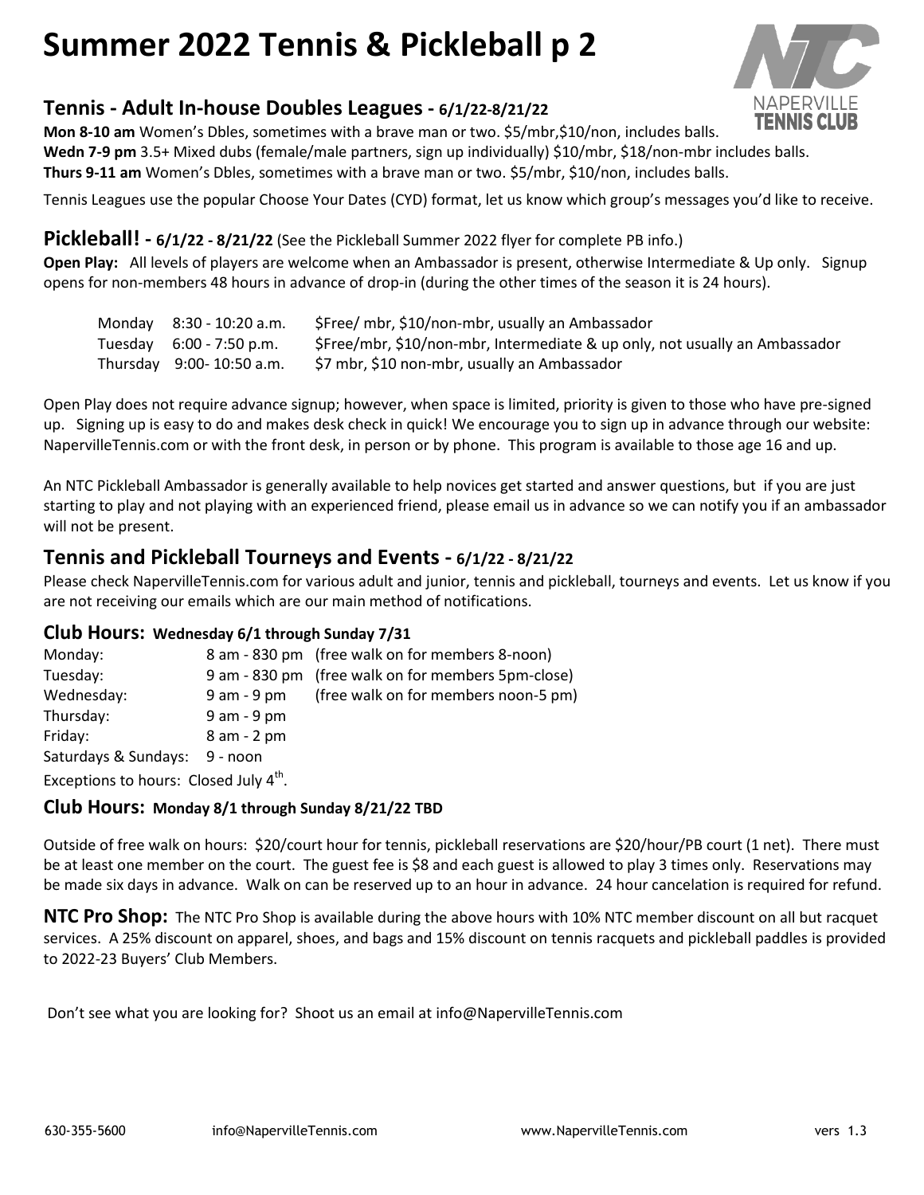# Summer 2022 Tennis & Pickleball p 2

## Tennis - Adult In-house Doubles Leagues - 6/1/22-8/21/22

**Mon 8-10 am** Women's Dbles, sometimes with a brave man or two. $5/mbr,$10/non, includes balls.
**Wedn 7-9 pm** 3.5+ Mixed dubs (female/male partners, sign up individually) $10/mbr, $18/non-mbr includes balls.
**Thurs 9-11 am** Women's Dbles, sometimes with a brave man or two. $5/mbr, $10/non, includes balls.

Tennis Leagues use the popular Choose Your Dates (CYD) format, let us know which group's messages you'd like to receive.

## Pickleball! - 6/1/22 - 8/21/22 (See the Pickleball Summer 2022 flyer for complete PB info.)

**Open Play:** All levels of players are welcome when an Ambassador is present, otherwise Intermediate & Up only. Signup opens for non-members 48 hours in advance of drop-in (during the other times of the season it is 24 hours).

| | | |
|---|---|---|
| Monday | 8:30 - 10:20 a.m. | $Free/ mbr, $10/non-mbr, usually an Ambassador |
| Tuesday | 6:00 - 7:50 p.m. | $Free/mbr, $10/non-mbr, Intermediate & up only, not usually an Ambassador |
| Thursday | 9:00- 10:50 a.m. | $7 mbr, $10 non-mbr, usually an Ambassador |

Open Play does not require advance signup; however, when space is limited, priority is given to those who have pre-signed up. Signing up is easy to do and makes desk check in quick! We encourage you to sign up in advance through our website: NapervilleTennis.com or with the front desk, in person or by phone. This program is available to those age 16 and up.

An NTC Pickleball Ambassador is generally available to help novices get started and answer questions, but if you are just starting to play and not playing with an experienced friend, please email us in advance so we can notify you if an ambassador will not be present.

## Tennis and Pickleball Tourneys and Events - 6/1/22 - 8/21/22

Please check NapervilleTennis.com for various adult and junior, tennis and pickleball, tourneys and events. Let us know if you are not receiving our emails which are our main method of notifications.

### Club Hours: Wednesday 6/1 through Sunday 7/31

| | | |
|---|---|---|
| Monday: | 8 am - 830 pm | (free walk on for members 8-noon) |
| Tuesday: | 9 am - 830 pm | (free walk on for members 5pm-close) |
| Wednesday: | 9 am - 9 pm | (free walk on for members noon-5 pm) |
| Thursday: | 9 am - 9 pm | |
| Friday: | 8 am - 2 pm | |
| Saturdays & Sundays: | 9 - noon | |

Exceptions to hours: Closed July 4th.

### Club Hours: Monday 8/1 through Sunday 8/21/22 TBD

Outside of free walk on hours: $20/court hour for tennis, pickleball reservations are $20/hour/PB court (1 net). There must be at least one member on the court. The guest fee is $8 and each guest is allowed to play 3 times only. Reservations may be made six days in advance. Walk on can be reserved up to an hour in advance. 24 hour cancelation is required for refund.

**NTC Pro Shop:** The NTC Pro Shop is available during the above hours with 10% NTC member discount on all but racquet services. A 25% discount on apparel, shoes, and bags and 15% discount on tennis racquets and pickleball paddles is provided to 2022-23 Buyers' Club Members.

Don't see what you are looking for? Shoot us an email at info@NapervilleTennis.com

630-355-5600 info@NapervilleTennis.com www.NapervilleTennis.com vers 1.3